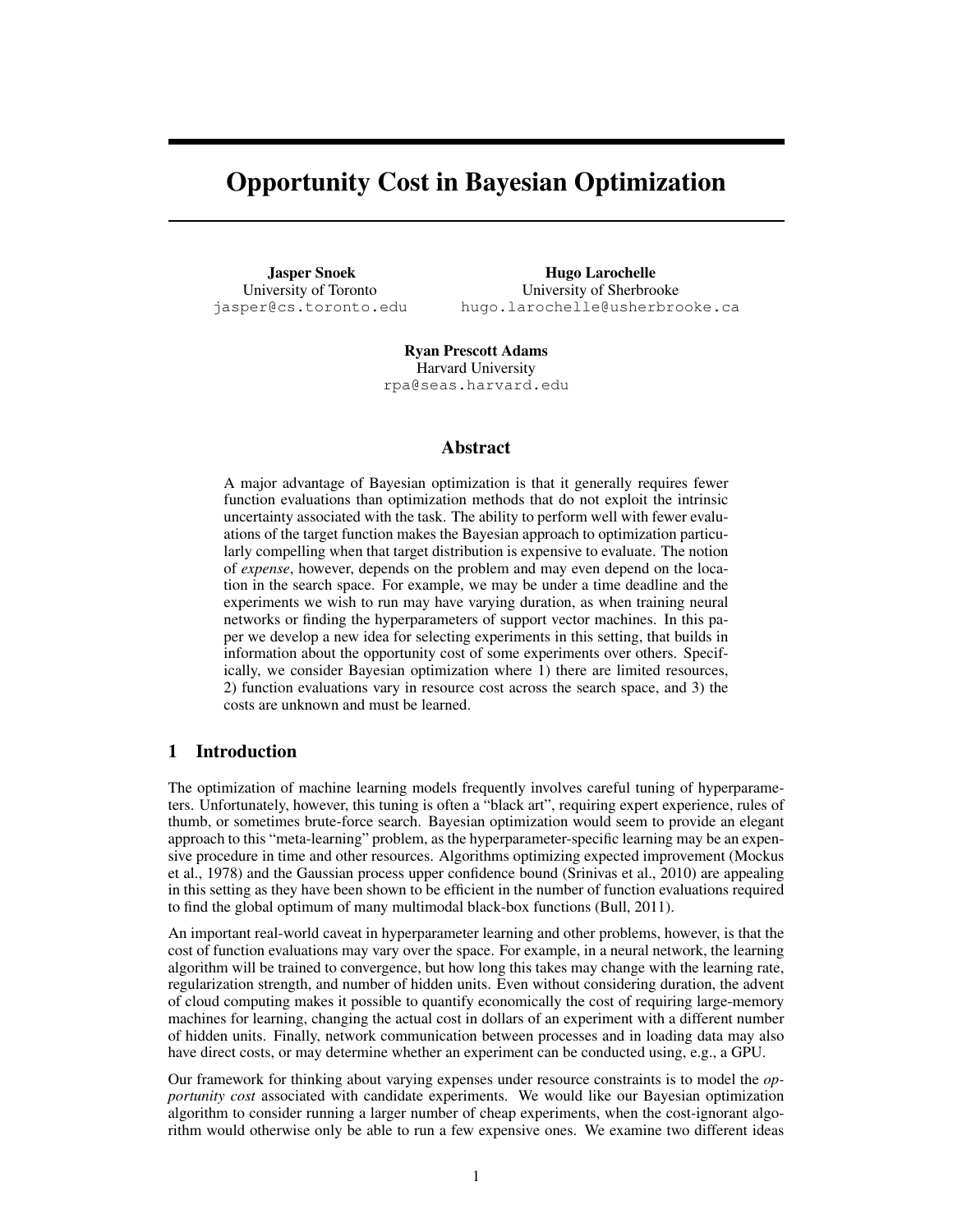# Opportunity Cost in Bayesian Optimization

**Jasper Snoek**
University of Toronto
jasper@cs.toronto.edu

**Hugo Larochelle**
University of Sherbrooke
hugo.larochelle@usherbrooke.ca

**Ryan Prescott Adams**
Harvard University
rpa@seas.harvard.edu

## Abstract

A major advantage of Bayesian optimization is that it generally requires fewer function evaluations than optimization methods that do not exploit the intrinsic uncertainty associated with the task. The ability to perform well with fewer evaluations of the target function makes the Bayesian approach to optimization particularly compelling when that target distribution is expensive to evaluate. The notion of *expense*, however, depends on the problem and may even depend on the location in the search space. For example, we may be under a time deadline and the experiments we wish to run may have varying duration, as when training neural networks or finding the hyperparameters of support vector machines. In this paper we develop a new idea for selecting experiments in this setting, that builds in information about the opportunity cost of some experiments over others. Specifically, we consider Bayesian optimization where 1) there are limited resources, 2) function evaluations vary in resource cost across the search space, and 3) the costs are unknown and must be learned.

## 1 Introduction

The optimization of machine learning models frequently involves careful tuning of hyperparameters. Unfortunately, however, this tuning is often a "black art", requiring expert experience, rules of thumb, or sometimes brute-force search. Bayesian optimization would seem to provide an elegant approach to this "meta-learning" problem, as the hyperparameter-specific learning may be an expensive procedure in time and other resources. Algorithms optimizing expected improvement (Mockus et al., 1978) and the Gaussian process upper confidence bound (Srinivas et al., 2010) are appealing in this setting as they have been shown to be efficient in the number of function evaluations required to find the global optimum of many multimodal black-box functions (Bull, 2011).

An important real-world caveat in hyperparameter learning and other problems, however, is that the cost of function evaluations may vary over the space. For example, in a neural network, the learning algorithm will be trained to convergence, but how long this takes may change with the learning rate, regularization strength, and number of hidden units. Even without considering duration, the advent of cloud computing makes it possible to quantify economically the cost of requiring large-memory machines for learning, changing the actual cost in dollars of an experiment with a different number of hidden units. Finally, network communication between processes and in loading data may also have direct costs, or may determine whether an experiment can be conducted using, e.g., a GPU.

Our framework for thinking about varying expenses under resource constraints is to model the *opportunity cost* associated with candidate experiments. We would like our Bayesian optimization algorithm to consider running a larger number of cheap experiments, when the cost-ignorant algorithm would otherwise only be able to run a few expensive ones. We examine two different ideas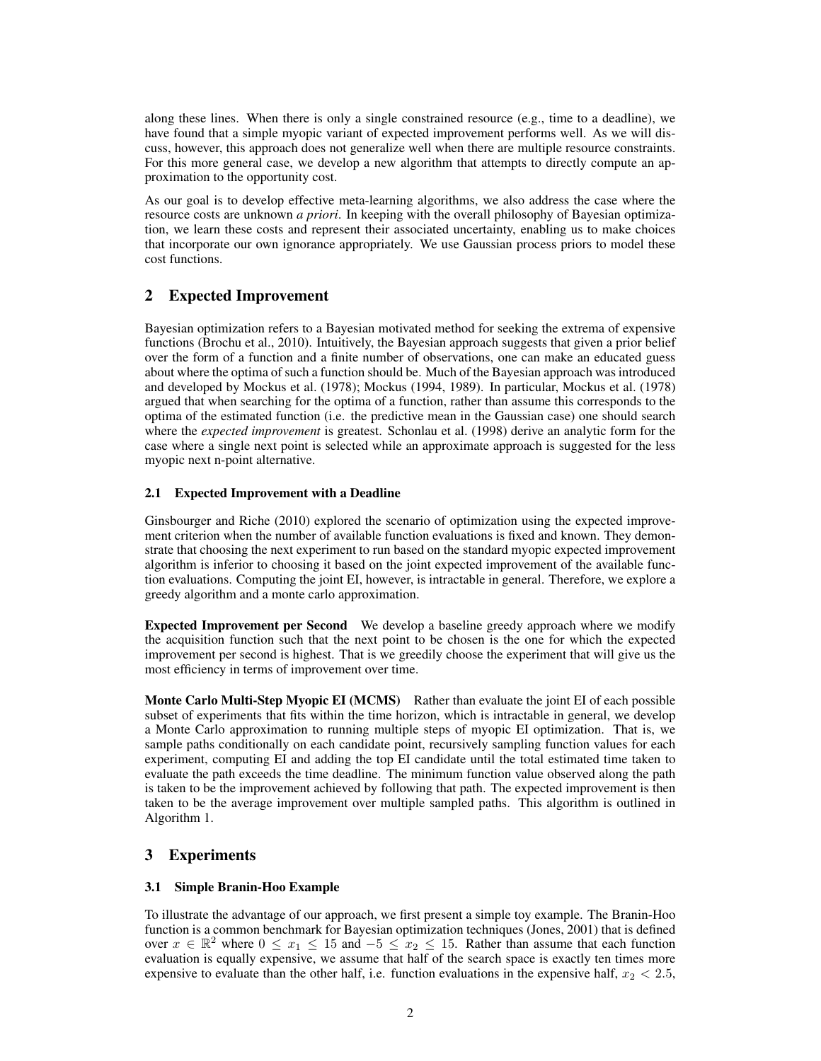along these lines. When there is only a single constrained resource (e.g., time to a deadline), we have found that a simple myopic variant of expected improvement performs well. As we will discuss, however, this approach does not generalize well when there are multiple resource constraints. For this more general case, we develop a new algorithm that attempts to directly compute an approximation to the opportunity cost.

As our goal is to develop effective meta-learning algorithms, we also address the case where the resource costs are unknown *a priori*. In keeping with the overall philosophy of Bayesian optimization, we learn these costs and represent their associated uncertainty, enabling us to make choices that incorporate our own ignorance appropriately. We use Gaussian process priors to model these cost functions.

## 2 Expected Improvement

Bayesian optimization refers to a Bayesian motivated method for seeking the extrema of expensive functions (Brochu et al., 2010). Intuitively, the Bayesian approach suggests that given a prior belief over the form of a function and a finite number of observations, one can make an educated guess about where the optima of such a function should be. Much of the Bayesian approach was introduced and developed by Mockus et al. (1978); Mockus (1994, 1989). In particular, Mockus et al. (1978) argued that when searching for the optima of a function, rather than assume this corresponds to the optima of the estimated function (i.e. the predictive mean in the Gaussian case) one should search where the *expected improvement* is greatest. Schonlau et al. (1998) derive an analytic form for the case where a single next point is selected while an approximate approach is suggested for the less myopic next n-point alternative.

### 2.1 Expected Improvement with a Deadline

Ginsbourger and Riche (2010) explored the scenario of optimization using the expected improvement criterion when the number of available function evaluations is fixed and known. They demonstrate that choosing the next experiment to run based on the standard myopic expected improvement algorithm is inferior to choosing it based on the joint expected improvement of the available function evaluations. Computing the joint EI, however, is intractable in general. Therefore, we explore a greedy algorithm and a monte carlo approximation.

**Expected Improvement per Second** We develop a baseline greedy approach where we modify the acquisition function such that the next point to be chosen is the one for which the expected improvement per second is highest. That is we greedily choose the experiment that will give us the most efficiency in terms of improvement over time.

**Monte Carlo Multi-Step Myopic EI (MCMS)** Rather than evaluate the joint EI of each possible subset of experiments that fits within the time horizon, which is intractable in general, we develop a Monte Carlo approximation to running multiple steps of myopic EI optimization. That is, we sample paths conditionally on each candidate point, recursively sampling function values for each experiment, computing EI and adding the top EI candidate until the total estimated time taken to evaluate the path exceeds the time deadline. The minimum function value observed along the path is taken to be the improvement achieved by following that path. The expected improvement is then taken to be the average improvement over multiple sampled paths. This algorithm is outlined in Algorithm 1.

## 3 Experiments

### 3.1 Simple Branin-Hoo Example

To illustrate the advantage of our approach, we first present a simple toy example. The Branin-Hoo function is a common benchmark for Bayesian optimization techniques (Jones, 2001) that is defined over $x \in \mathbb{R}^2$ where $0 \leq x_1 \leq 15$ and $-5 \leq x_2 \leq 15$. Rather than assume that each function evaluation is equally expensive, we assume that half of the search space is exactly ten times more expensive to evaluate than the other half, i.e. function evaluations in the expensive half, $x_2 < 2.5$,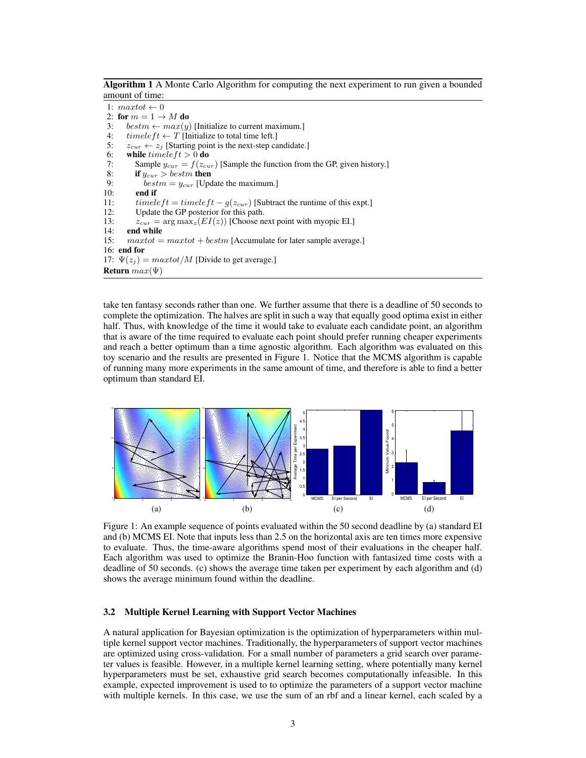**Algorithm 1** A Monte Carlo Algorithm for computing the next experiment to run given a bounded amount of time:

```
1: maxtot ← 0
2: for m = 1 → M do
3:     bestm ← max(y) [Initialize to current maximum.]
4:     timeleft ← T [Initialize to total time left.]
5:     z_cur ← z_j [Starting point is the next-step candidate.]
6:     while timeleft > 0 do
7:         Sample y_cur = f(z_cur) [Sample the function from the GP, given history.]
8:         if y_cur > bestm then
9:             bestm = y_cur [Update the maximum.]
10:        end if
11:        timeleft = timeleft − g(z_cur) [Subtract the runtime of this expt.]
12:        Update the GP posterior for this path.
13:        z_cur = arg max_z(EI(z)) [Choose next point with myopic EI.]
14:    end while
15:    maxtot = maxtot + bestm [Accumulate for later sample average.]
16: end for
17: Ψ(z_j) = maxtot/M [Divide to get average.]
Return max(Ψ)
```

take ten fantasy seconds rather than one. We further assume that there is a deadline of 50 seconds to complete the optimization. The halves are split in such a way that equally good optima exist in either half. Thus, with knowledge of the time it would take to evaluate each candidate point, an algorithm that is aware of the time required to evaluate each point should prefer running cheaper experiments and reach a better optimum than a time agnostic algorithm. Each algorithm was evaluated on this toy scenario and the results are presented in Figure 1. Notice that the MCMS algorithm is capable of running many more experiments in the same amount of time, and therefore is able to find a better optimum than standard EI.

(a) (b) (c) (d)

Average Time per Experiment

MCMS EI per Second EI

Minimum Value Found

MCMS EI per Second EI

Figure 1: An example sequence of points evaluated within the 50 second deadline by (a) standard EI and (b) MCMS EI. Note that inputs less than 2.5 on the horizontal axis are ten times more expensive to evaluate. Thus, the time-aware algorithms spend most of their evaluations in the cheaper half. Each algorithm was used to optimize the Branin-Hoo function with fantasized time costs with a deadline of 50 seconds. (c) shows the average time taken per experiment by each algorithm and (d) shows the average minimum found within the deadline.

### 3.2 Multiple Kernel Learning with Support Vector Machines

A natural application for Bayesian optimization is the optimization of hyperparameters within multiple kernel support vector machines. Traditionally, the hyperparameters of support vector machines are optimized using cross-validation. For a small number of parameters a grid search over parameter values is feasible. However, in a multiple kernel learning setting, where potentially many kernel hyperparameters must be set, exhaustive grid search becomes computationally infeasible. In this example, expected improvement is used to to optimize the parameters of a support vector machine with multiple kernels. In this case, we use the sum of an rbf and a linear kernel, each scaled by a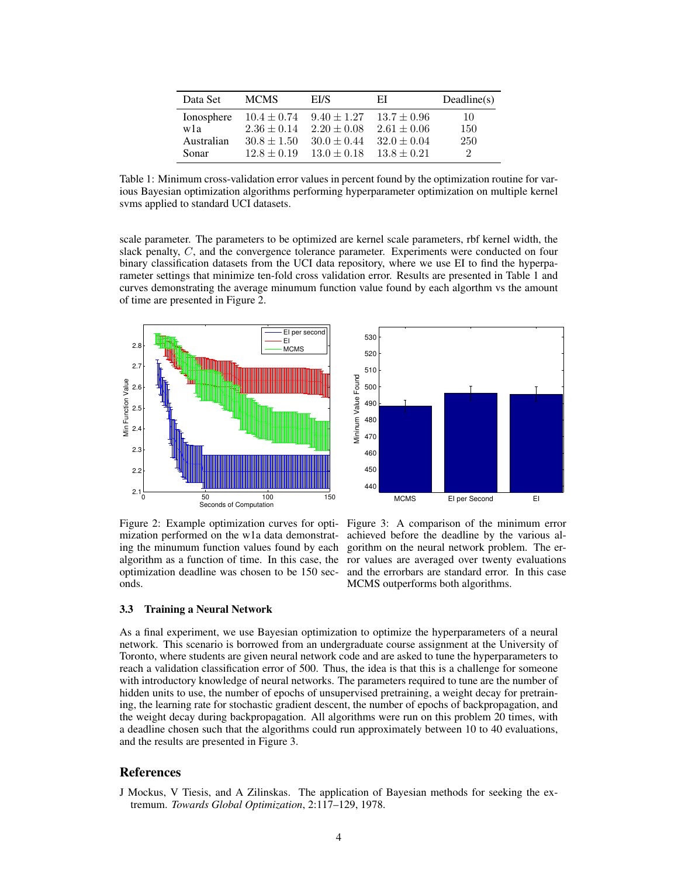| Data Set | MCMS | EI/S | EI | Deadline(s) |
| --- | --- | --- | --- | --- |
| Ionosphere | $10.4 \pm 0.74$ | $9.40 \pm 1.27$ | $13.7 \pm 0.96$ | 10 |
| w1a | $2.36 \pm 0.14$ | $2.20 \pm 0.08$ | $2.61 \pm 0.06$ | 150 |
| Australian | $30.8 \pm 1.50$ | $30.0 \pm 0.44$ | $32.0 \pm 0.04$ | 250 |
| Sonar | $12.8 \pm 0.19$ | $13.0 \pm 0.18$ | $13.8 \pm 0.21$ | 2 |

Table 1: Minimum cross-validation error values in percent found by the optimization routine for various Bayesian optimization algorithms performing hyperparameter optimization on multiple kernel svms applied to standard UCI datasets.

scale parameter. The parameters to be optimized are kernel scale parameters, rbf kernel width, the slack penalty, $C$, and the convergence tolerance parameter. Experiments were conducted on four binary classification datasets from the UCI data repository, where we use EI to find the hyperparameter settings that minimize ten-fold cross validation error. Results are presented in Table 1 and curves demonstrating the average minumum function value found by each algorthm vs the amount of time are presented in Figure 2.

EI per second
EI
MCMS
Min Function Value
2.1
2.2
2.3
2.4
2.5
2.6
2.7
2.8
0
50
100
150
Seconds of Computation

Figure 2: Example optimization curves for optimization performed on the w1a data demonstrating the minumum function values found by each algorithm as a function of time. In this case, the optimization deadline was chosen to be 150 seconds.

Mininum Value Found
440
450
460
470
480
490
500
510
520
530
MCMS
EI per Second
EI

Figure 3: A comparison of the minimum error achieved before the deadline by the various algorithm on the neural network problem. The error values are averaged over twenty evaluations and the errorbars are standard error. In this case MCMS outperforms both algorithms.

### 3.3 Training a Neural Network

As a final experiment, we use Bayesian optimization to optimize the hyperparameters of a neural network. This scenario is borrowed from an undergraduate course assignment at the University of Toronto, where students are given neural network code and are asked to tune the hyperparameters to reach a validation classification error of 500. Thus, the idea is that this is a challenge for someone with introductory knowledge of neural networks. The parameters required to tune are the number of hidden units to use, the number of epochs of unsupervised pretraining, a weight decay for pretraining, the learning rate for stochastic gradient descent, the number of epochs of backpropagation, and the weight decay during backpropagation. All algorithms were run on this problem 20 times, with a deadline chosen such that the algorithms could run approximately between 10 to 40 evaluations, and the results are presented in Figure 3.

## References

J Mockus, V Tiesis, and A Zilinskas. The application of Bayesian methods for seeking the extremum. *Towards Global Optimization*, 2:117–129, 1978.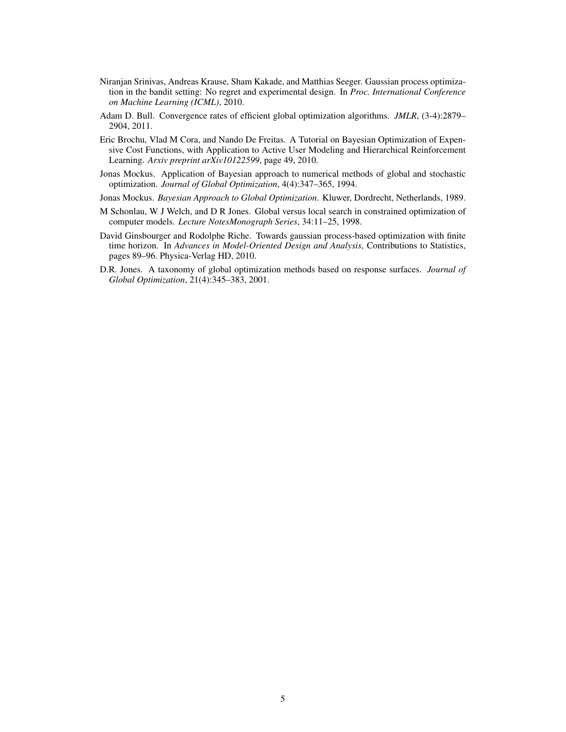Niranjan Srinivas, Andreas Krause, Sham Kakade, and Matthias Seeger. Gaussian process optimization in the bandit setting: No regret and experimental design. In *Proc. International Conference on Machine Learning (ICML)*, 2010.

Adam D. Bull. Convergence rates of efficient global optimization algorithms. *JMLR*, (3-4):2879–2904, 2011.

Eric Brochu, Vlad M Cora, and Nando De Freitas. A Tutorial on Bayesian Optimization of Expensive Cost Functions, with Application to Active User Modeling and Hierarchical Reinforcement Learning. *Arxiv preprint arXiv10122599*, page 49, 2010.

Jonas Mockus. Application of Bayesian approach to numerical methods of global and stochastic optimization. *Journal of Global Optimization*, 4(4):347–365, 1994.

Jonas Mockus. *Bayesian Approach to Global Optimization*. Kluwer, Dordrecht, Netherlands, 1989.

M Schonlau, W J Welch, and D R Jones. Global versus local search in constrained optimization of computer models. *Lecture NotesMonograph Series*, 34:11–25, 1998.

David Ginsbourger and Rodolphe Riche. Towards gaussian process-based optimization with finite time horizon. In *Advances in Model-Oriented Design and Analysis*, Contributions to Statistics, pages 89–96. Physica-Verlag HD, 2010.

D.R. Jones. A taxonomy of global optimization methods based on response surfaces. *Journal of Global Optimization*, 21(4):345–383, 2001.